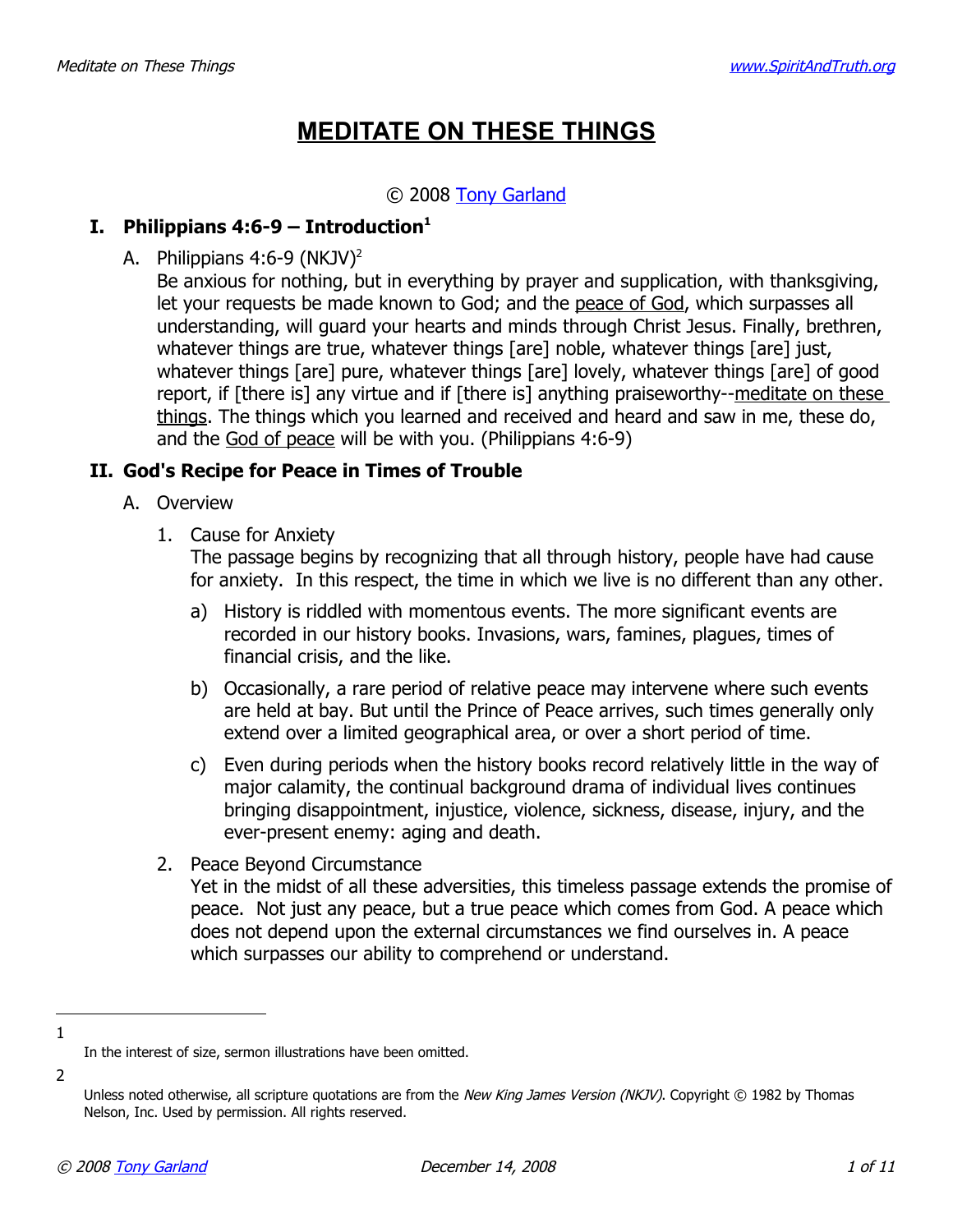# MEDITATE ON THESE THINGS

© 2008 Tony Garland

## I. Philippians 4:6-9 – Introduction[1]

A. Philippians 4:6-9 (NKJV)[2]

Be anxious for nothing, but in everything by prayer and supplication, with thanksgiving, let your requests be made known to God; and the peace of God, which surpasses all understanding, will guard your hearts and minds through Christ Jesus. Finally, brethren, whatever things are true, whatever things [are] noble, whatever things [are] just, whatever things [are] pure, whatever things [are] lovely, whatever things [are] of good report, if [there is] any virtue and if [there is] anything praiseworthy--meditate on these things. The things which you learned and received and heard and saw in me, these do, and the God of peace will be with you. (Philippians 4:6-9)

## II. God's Recipe for Peace in Times of Trouble

A. Overview

1. Cause for Anxiety

   The passage begins by recognizing that all through history, people have had cause for anxiety. In this respect, the time in which we live is no different than any other.

   a) History is riddled with momentous events. The more significant events are recorded in our history books. Invasions, wars, famines, plagues, times of financial crisis, and the like.

   b) Occasionally, a rare period of relative peace may intervene where such events are held at bay. But until the Prince of Peace arrives, such times generally only extend over a limited geographical area, or over a short period of time.

   c) Even during periods when the history books record relatively little in the way of major calamity, the continual background drama of individual lives continues bringing disappointment, injustice, violence, sickness, disease, injury, and the ever-present enemy: aging and death.

2. Peace Beyond Circumstance

   Yet in the midst of all these adversities, this timeless passage extends the promise of peace. Not just any peace, but a true peace which comes from God. A peace which does not depend upon the external circumstances we find ourselves in. A peace which surpasses our ability to comprehend or understand.

---

[1] In the interest of size, sermon illustrations have been omitted.

[2] Unless noted otherwise, all scripture quotations are from the *New King James Version (NKJV)*. Copyright © 1982 by Thomas Nelson, Inc. Used by permission. All rights reserved.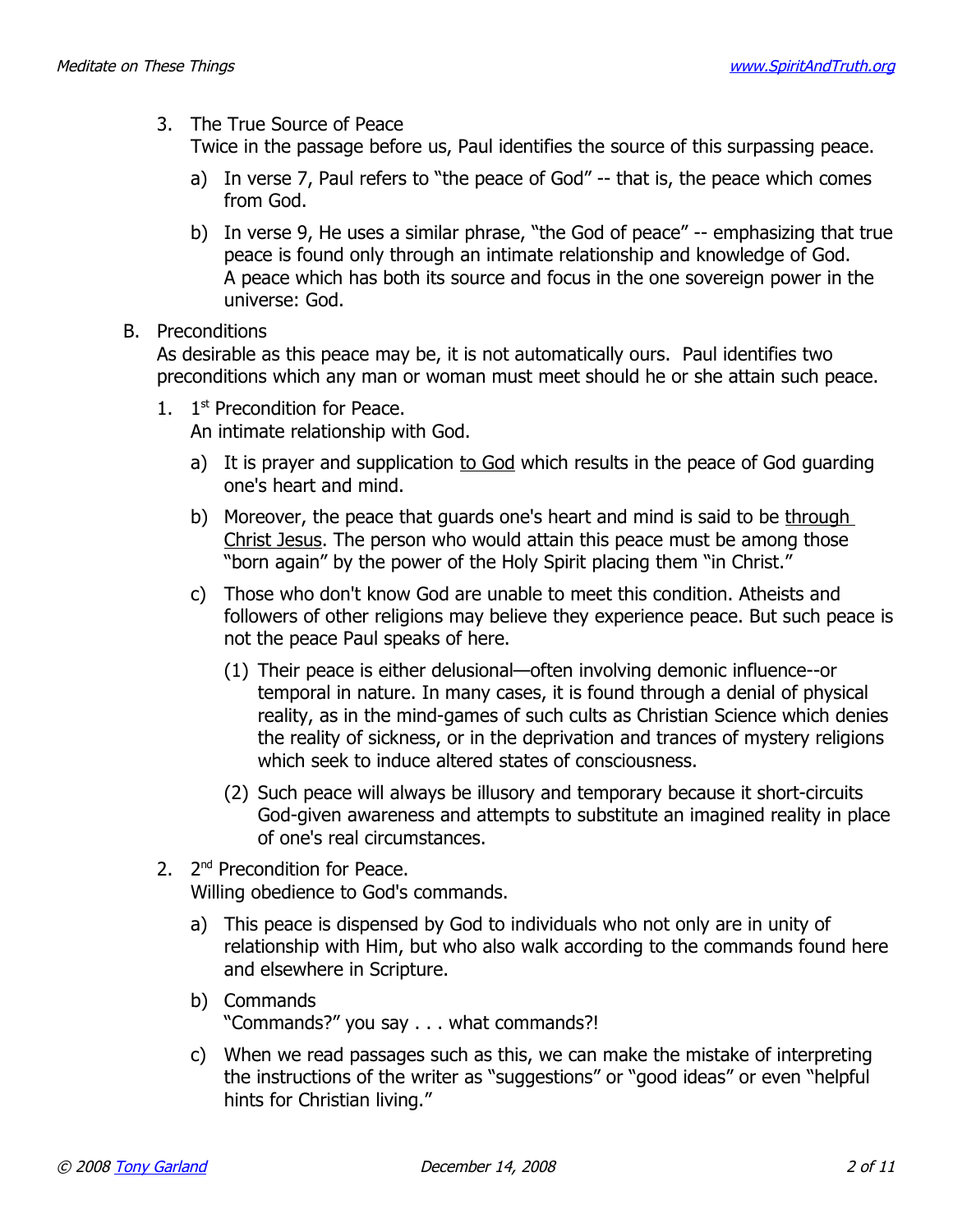3. The True Source of Peace

   Twice in the passage before us, Paul identifies the source of this surpassing peace.

   a) In verse 7, Paul refers to "the peace of God" -- that is, the peace which comes from God.

   b) In verse 9, He uses a similar phrase, "the God of peace" -- emphasizing that true peace is found only through an intimate relationship and knowledge of God. A peace which has both its source and focus in the one sovereign power in the universe: God.

B. Preconditions

As desirable as this peace may be, it is not automatically ours. Paul identifies two preconditions which any man or woman must meet should he or she attain such peace.

1. 1st Precondition for Peace.

   An intimate relationship with God.

   a) It is prayer and supplication <u>to God</u> which results in the peace of God guarding one's heart and mind.

   b) Moreover, the peace that guards one's heart and mind is said to be <u>through Christ Jesus</u>. The person who would attain this peace must be among those "born again" by the power of the Holy Spirit placing them "in Christ."

   c) Those who don't know God are unable to meet this condition. Atheists and followers of other religions may believe they experience peace. But such peace is not the peace Paul speaks of here.

      (1) Their peace is either delusional—often involving demonic influence--or temporal in nature. In many cases, it is found through a denial of physical reality, as in the mind-games of such cults as Christian Science which denies the reality of sickness, or in the deprivation and trances of mystery religions which seek to induce altered states of consciousness.

      (2) Such peace will always be illusory and temporary because it short-circuits God-given awareness and attempts to substitute an imagined reality in place of one's real circumstances.

2. 2nd Precondition for Peace.

   Willing obedience to God's commands.

   a) This peace is dispensed by God to individuals who not only are in unity of relationship with Him, but who also walk according to the commands found here and elsewhere in Scripture.

   b) Commands

      "Commands?" you say . . . what commands?!

   c) When we read passages such as this, we can make the mistake of interpreting the instructions of the writer as "suggestions" or "good ideas" or even "helpful hints for Christian living."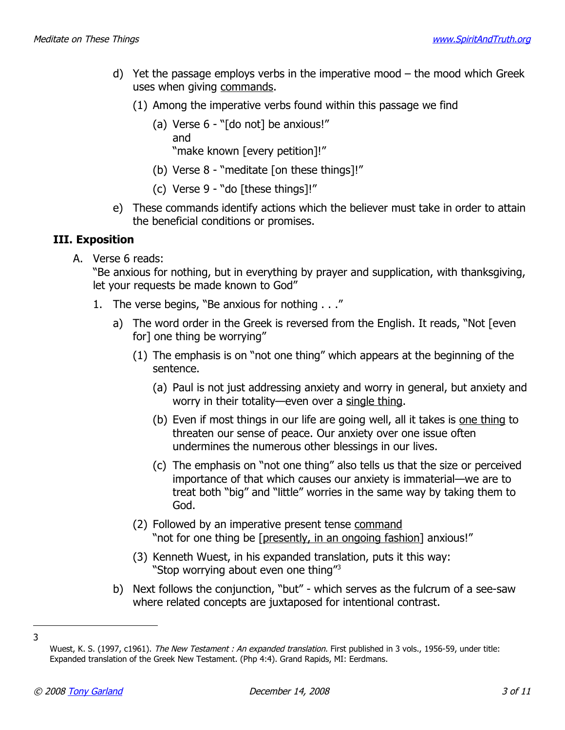d) Yet the passage employs verbs in the imperative mood – the mood which Greek uses when giving <u>commands</u>.

   (1) Among the imperative verbs found within this passage we find

      (a) Verse 6 - "[do not] be anxious!"
      and
      "make known [every petition]!"

      (b) Verse 8 - "meditate [on these things]!"

      (c) Verse 9 - "do [these things]!"

e) These commands identify actions which the believer must take in order to attain the beneficial conditions or promises.

## III. Exposition

A. Verse 6 reads:
"Be anxious for nothing, but in everything by prayer and supplication, with thanksgiving, let your requests be made known to God"

1. The verse begins, "Be anxious for nothing . . ."

   a) The word order in the Greek is reversed from the English. It reads, "Not [even for] one thing be worrying"

      (1) The emphasis is on "not one thing" which appears at the beginning of the sentence.

         (a) Paul is not just addressing anxiety and worry in general, but anxiety and worry in their totality—even over a <u>single thing</u>.

         (b) Even if most things in our life are going well, all it takes is <u>one thing</u> to threaten our sense of peace. Our anxiety over one issue often undermines the numerous other blessings in our lives.

         (c) The emphasis on "not one thing" also tells us that the size or perceived importance of that which causes our anxiety is immaterial—we are to treat both "big" and "little" worries in the same way by taking them to God.

      (2) Followed by an imperative present tense <u>command</u>
      "not for one thing be [<u>presently, in an ongoing fashion</u>] anxious!"

      (3) Kenneth Wuest, in his expanded translation, puts it this way:
      "Stop worrying about even one thing"[3]

   b) Next follows the conjunction, "but" - which serves as the fulcrum of a see-saw where related concepts are juxtaposed for intentional contrast.

---

3 Wuest, K. S. (1997, c1961). *The New Testament : An expanded translation.* First published in 3 vols., 1956-59, under title: Expanded translation of the Greek New Testament. (Php 4:4). Grand Rapids, MI: Eerdmans.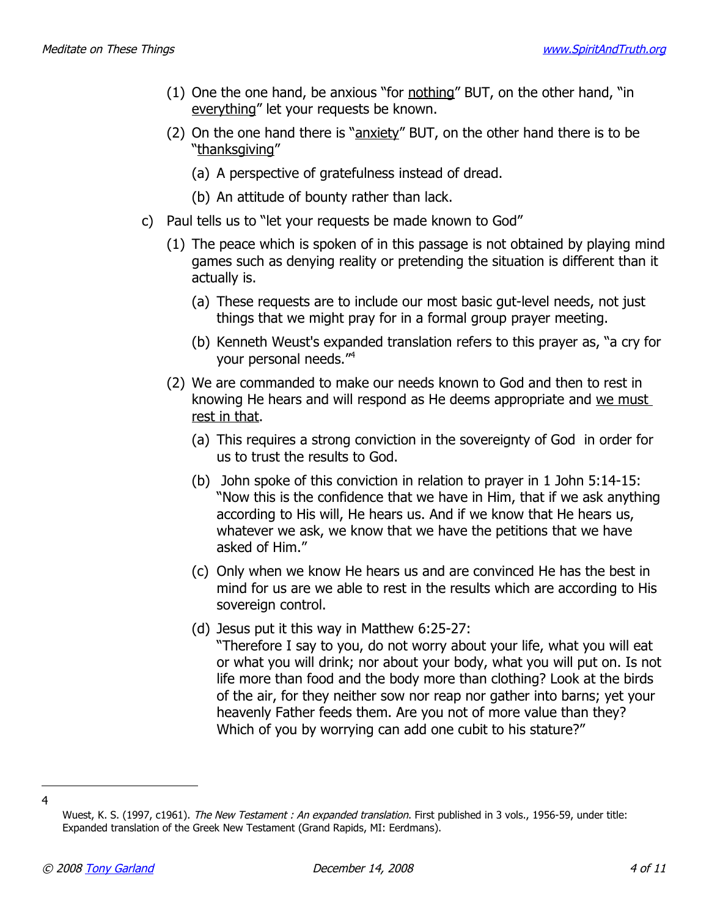(1) One the one hand, be anxious "for <u>nothing</u>" BUT, on the other hand, "in <u>everything</u>" let your requests be known.

(2) On the one hand there is "<u>anxiety</u>" BUT, on the other hand there is to be "<u>thanksgiving</u>"

   (a) A perspective of gratefulness instead of dread.

   (b) An attitude of bounty rather than lack.

c) Paul tells us to "let your requests be made known to God"

(1) The peace which is spoken of in this passage is not obtained by playing mind games such as denying reality or pretending the situation is different than it actually is.

   (a) These requests are to include our most basic gut-level needs, not just things that we might pray for in a formal group prayer meeting.

   (b) Kenneth Weust's expanded translation refers to this prayer as, "a cry for your personal needs."[4]

(2) We are commanded to make our needs known to God and then to rest in knowing He hears and will respond as He deems appropriate and <u>we must rest in that</u>.

   (a) This requires a strong conviction in the sovereignty of God in order for us to trust the results to God.

   (b) John spoke of this conviction in relation to prayer in 1 John 5:14-15: "Now this is the confidence that we have in Him, that if we ask anything according to His will, He hears us. And if we know that He hears us, whatever we ask, we know that we have the petitions that we have asked of Him."

   (c) Only when we know He hears us and are convinced He has the best in mind for us are we able to rest in the results which are according to His sovereign control.

   (d) Jesus put it this way in Matthew 6:25-27:
   "Therefore I say to you, do not worry about your life, what you will eat or what you will drink; nor about your body, what you will put on. Is not life more than food and the body more than clothing? Look at the birds of the air, for they neither sow nor reap nor gather into barns; yet your heavenly Father feeds them. Are you not of more value than they? Which of you by worrying can add one cubit to his stature?"

---

4 Wuest, K. S. (1997, c1961). *The New Testament : An expanded translation.* First published in 3 vols., 1956-59, under title: Expanded translation of the Greek New Testament (Grand Rapids, MI: Eerdmans).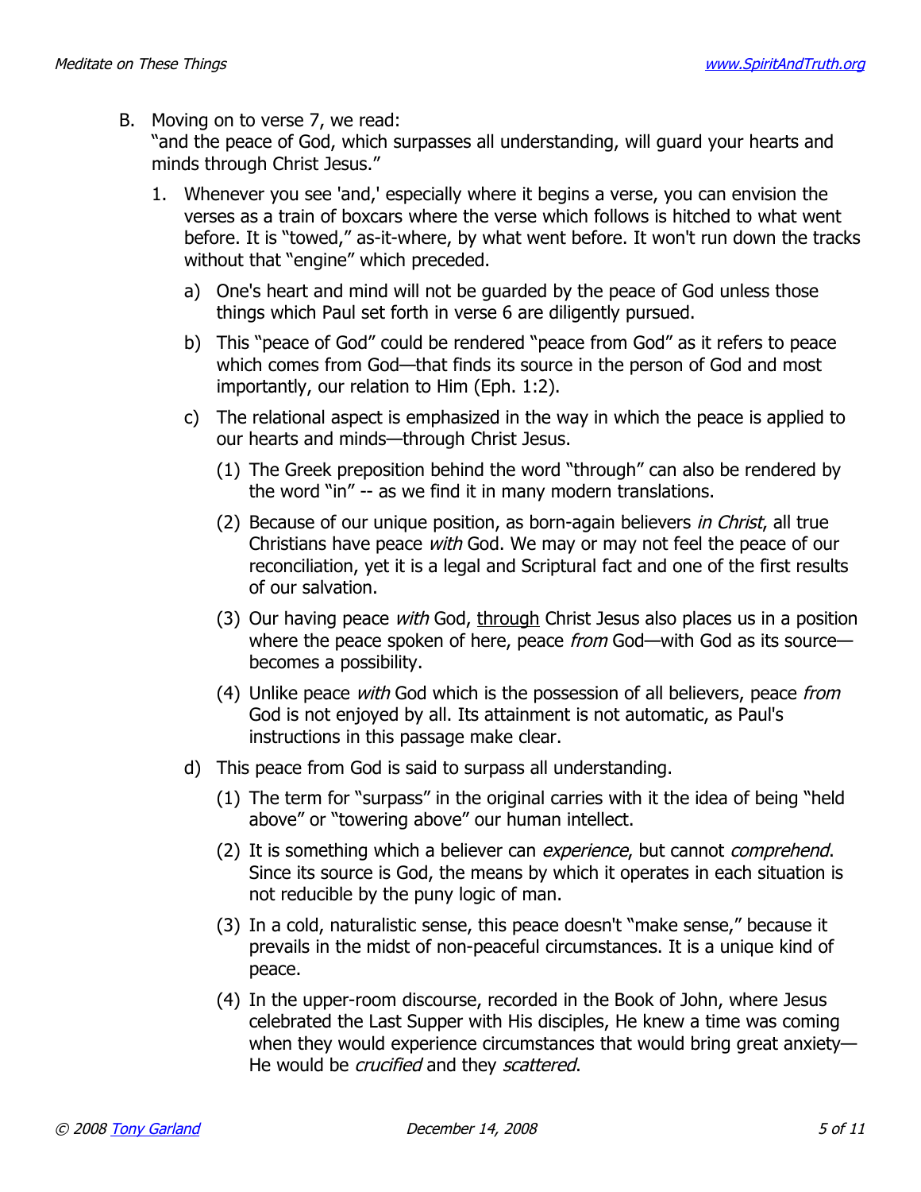B. Moving on to verse 7, we read:
"and the peace of God, which surpasses all understanding, will guard your hearts and minds through Christ Jesus."

1. Whenever you see 'and,' especially where it begins a verse, you can envision the verses as a train of boxcars where the verse which follows is hitched to what went before. It is "towed," as-it-where, by what went before. It won't run down the tracks without that "engine" which preceded.

    a) One's heart and mind will not be guarded by the peace of God unless those things which Paul set forth in verse 6 are diligently pursued.

    b) This "peace of God" could be rendered "peace from God" as it refers to peace which comes from God—that finds its source in the person of God and most importantly, our relation to Him (Eph. 1:2).

    c) The relational aspect is emphasized in the way in which the peace is applied to our hearts and minds—through Christ Jesus.

        (1) The Greek preposition behind the word "through" can also be rendered by the word "in" -- as we find it in many modern translations.

        (2) Because of our unique position, as born-again believers *in Christ*, all true Christians have peace *with* God. We may or may not feel the peace of our reconciliation, yet it is a legal and Scriptural fact and one of the first results of our salvation.

        (3) Our having peace *with* God, <u>through</u> Christ Jesus also places us in a position where the peace spoken of here, peace *from* God—with God as its source—becomes a possibility.

        (4) Unlike peace *with* God which is the possession of all believers, peace *from* God is not enjoyed by all. Its attainment is not automatic, as Paul's instructions in this passage make clear.

    d) This peace from God is said to surpass all understanding.

        (1) The term for "surpass" in the original carries with it the idea of being "held above" or "towering above" our human intellect.

        (2) It is something which a believer can *experience*, but cannot *comprehend*. Since its source is God, the means by which it operates in each situation is not reducible by the puny logic of man.

        (3) In a cold, naturalistic sense, this peace doesn't "make sense," because it prevails in the midst of non-peaceful circumstances. It is a unique kind of peace.

        (4) In the upper-room discourse, recorded in the Book of John, where Jesus celebrated the Last Supper with His disciples, He knew a time was coming when they would experience circumstances that would bring great anxiety—He would be *crucified* and they *scattered*.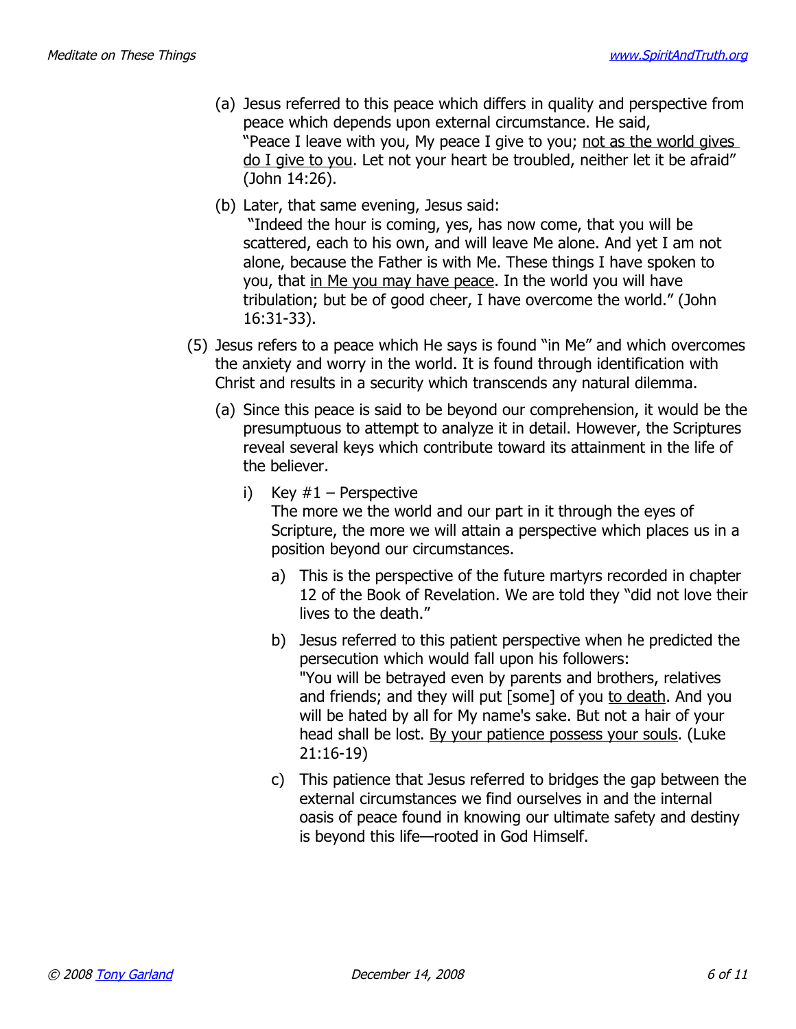(a) Jesus referred to this peace which differs in quality and perspective from peace which depends upon external circumstance. He said, "Peace I leave with you, My peace I give to you; <u>not as the world gives do I give to you</u>. Let not your heart be troubled, neither let it be afraid" (John 14:26).

(b) Later, that same evening, Jesus said: "Indeed the hour is coming, yes, has now come, that you will be scattered, each to his own, and will leave Me alone. And yet I am not alone, because the Father is with Me. These things I have spoken to you, that <u>in Me you may have peace</u>. In the world you will have tribulation; but be of good cheer, I have overcome the world." (John 16:31-33).

(5) Jesus refers to a peace which He says is found "in Me" and which overcomes the anxiety and worry in the world. It is found through identification with Christ and results in a security which transcends any natural dilemma.

(a) Since this peace is said to be beyond our comprehension, it would be the presumptuous to attempt to analyze it in detail. However, the Scriptures reveal several keys which contribute toward its attainment in the life of the believer.

i) Key #1 – Perspective
The more we the world and our part in it through the eyes of Scripture, the more we will attain a perspective which places us in a position beyond our circumstances.

a) This is the perspective of the future martyrs recorded in chapter 12 of the Book of Revelation. We are told they "did not love their lives to the death."

b) Jesus referred to this patient perspective when he predicted the persecution which would fall upon his followers: "You will be betrayed even by parents and brothers, relatives and friends; and they will put [some] of you <u>to death</u>. And you will be hated by all for My name's sake. But not a hair of your head shall be lost. <u>By your patience possess your souls</u>. (Luke 21:16-19)

c) This patience that Jesus referred to bridges the gap between the external circumstances we find ourselves in and the internal oasis of peace found in knowing our ultimate safety and destiny is beyond this life—rooted in God Himself.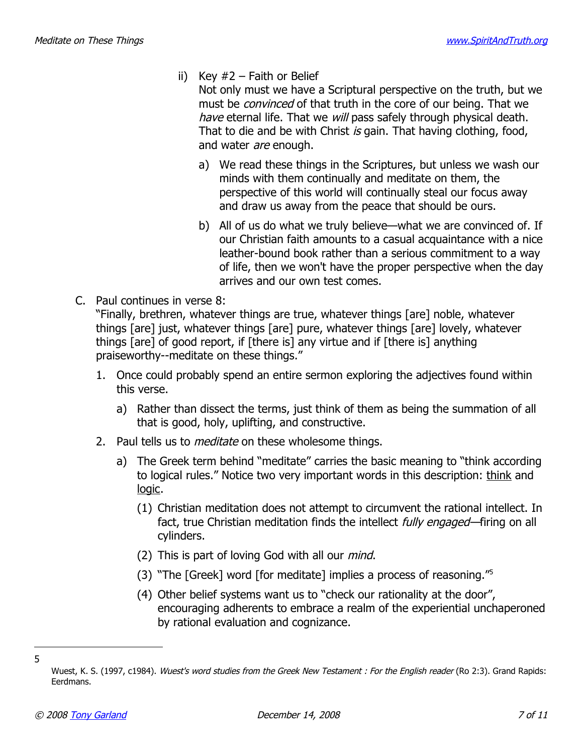ii) Key #2 – Faith or Belief

Not only must we have a Scriptural perspective on the truth, but we must be *convinced* of that truth in the core of our being. That we *have* eternal life. That we *will* pass safely through physical death. That to die and be with Christ *is* gain. That having clothing, food, and water *are* enough.

  a) We read these things in the Scriptures, but unless we wash our minds with them continually and meditate on them, the perspective of this world will continually steal our focus away and draw us away from the peace that should be ours.

  b) All of us do what we truly believe—what we are convinced of. If our Christian faith amounts to a casual acquaintance with a nice leather-bound book rather than a serious commitment to a way of life, then we won't have the proper perspective when the day arrives and our own test comes.

C. Paul continues in verse 8:

"Finally, brethren, whatever things are true, whatever things [are] noble, whatever things [are] just, whatever things [are] pure, whatever things [are] lovely, whatever things [are] of good report, if [there is] any virtue and if [there is] anything praiseworthy--meditate on these things."

1. Once could probably spend an entire sermon exploring the adjectives found within this verse.

   a) Rather than dissect the terms, just think of them as being the summation of all that is good, holy, uplifting, and constructive.

2. Paul tells us to *meditate* on these wholesome things.

   a) The Greek term behind "meditate" carries the basic meaning to "think according to logical rules." Notice two very important words in this description: <u>think</u> and <u>logic</u>.

      (1) Christian meditation does not attempt to circumvent the rational intellect. In fact, true Christian meditation finds the intellect *fully engaged*—firing on all cylinders.

      (2) This is part of loving God with all our *mind*.

      (3) "The [Greek] word [for meditate] implies a process of reasoning."[5]

      (4) Other belief systems want us to "check our rationality at the door", encouraging adherents to embrace a realm of the experiential unchaperoned by rational evaluation and cognizance.

---

5 Wuest, K. S. (1997, c1984). *Wuest's word studies from the Greek New Testament : For the English reader* (Ro 2:3). Grand Rapids: Eerdmans.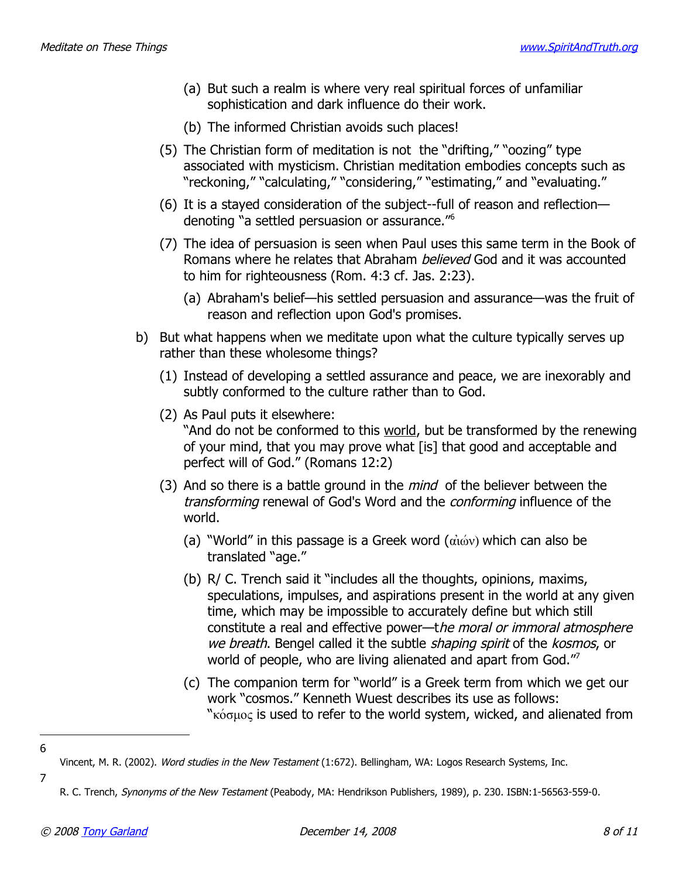(a) But such a realm is where very real spiritual forces of unfamiliar sophistication and dark influence do their work.

(b) The informed Christian avoids such places!

(5) The Christian form of meditation is not the "drifting," "oozing" type associated with mysticism. Christian meditation embodies concepts such as "reckoning," "calculating," "considering," "estimating," and "evaluating."

(6) It is a stayed consideration of the subject--full of reason and reflection—denoting "a settled persuasion or assurance."[6]

(7) The idea of persuasion is seen when Paul uses this same term in the Book of Romans where he relates that Abraham *believed* God and it was accounted to him for righteousness (Rom. 4:3 cf. Jas. 2:23).

(a) Abraham's belief—his settled persuasion and assurance—was the fruit of reason and reflection upon God's promises.

b) But what happens when we meditate upon what the culture typically serves up rather than these wholesome things?

(1) Instead of developing a settled assurance and peace, we are inexorably and subtly conformed to the culture rather than to God.

(2) As Paul puts it elsewhere:
"And do not be conformed to this <u>world</u>, but be transformed by the renewing of your mind, that you may prove what [is] that good and acceptable and perfect will of God." (Romans 12:2)

(3) And so there is a battle ground in the *mind* of the believer between the *transforming* renewal of God's Word and the *conforming* influence of the world.

(a) "World" in this passage is a Greek word (αἰών) which can also be translated "age."

(b) R/ C. Trench said it "includes all the thoughts, opinions, maxims, speculations, impulses, and aspirations present in the world at any given time, which may be impossible to accurately define but which still constitute a real and effective power—t*he moral or immoral atmosphere we breath*. Bengel called it the subtle *shaping spirit* of the *kosmos*, or world of people, who are living alienated and apart from God."[7]

(c) The companion term for "world" is a Greek term from which we get our work "cosmos." Kenneth Wuest describes its use as follows: "κόσμος is used to refer to the world system, wicked, and alienated from

---

6 Vincent, M. R. (2002). *Word studies in the New Testament* (1:672). Bellingham, WA: Logos Research Systems, Inc.

7 R. C. Trench, *Synonyms of the New Testament* (Peabody, MA: Hendrikson Publishers, 1989), p. 230. ISBN:1-56563-559-0.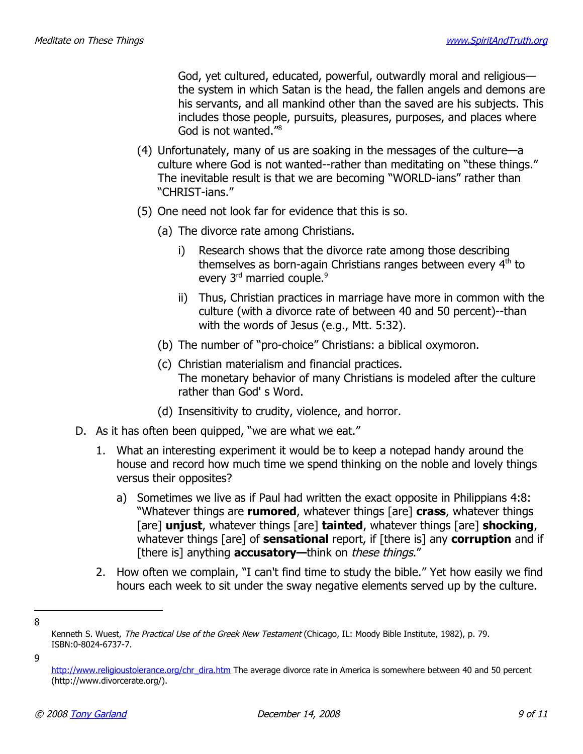God, yet cultured, educated, powerful, outwardly moral and religious—the system in which Satan is the head, the fallen angels and demons are his servants, and all mankind other than the saved are his subjects. This includes those people, pursuits, pleasures, purposes, and places where God is not wanted."[8]

(4) Unfortunately, many of us are soaking in the messages of the culture—a culture where God is not wanted--rather than meditating on "these things." The inevitable result is that we are becoming "WORLD-ians" rather than "CHRIST-ians."

(5) One need not look far for evidence that this is so.

(a) The divorce rate among Christians.

i) Research shows that the divorce rate among those describing themselves as born-again Christians ranges between every 4th to every 3rd married couple.[9]

ii) Thus, Christian practices in marriage have more in common with the culture (with a divorce rate of between 40 and 50 percent)--than with the words of Jesus (e.g., Mtt. 5:32).

(b) The number of "pro-choice" Christians: a biblical oxymoron.

(c) Christian materialism and financial practices.
The monetary behavior of many Christians is modeled after the culture rather than God' s Word.

(d) Insensitivity to crudity, violence, and horror.

D. As it has often been quipped, "we are what we eat."

1. What an interesting experiment it would be to keep a notepad handy around the house and record how much time we spend thinking on the noble and lovely things versus their opposites?

a) Sometimes we live as if Paul had written the exact opposite in Philippians 4:8: "Whatever things are **rumored**, whatever things [are] **crass**, whatever things [are] **unjust**, whatever things [are] **tainted**, whatever things [are] **shocking**, whatever things [are] of **sensational** report, if [there is] any **corruption** and if [there is] anything **accusatory—**think on *these things*."

2. How often we complain, "I can't find time to study the bible." Yet how easily we find hours each week to sit under the sway negative elements served up by the culture.

---

8 Kenneth S. Wuest, *The Practical Use of the Greek New Testament* (Chicago, IL: Moody Bible Institute, 1982), p. 79. ISBN:0-8024-6737-7.

9 http://www.religioustolerance.org/chr_dira.htm The average divorce rate in America is somewhere between 40 and 50 percent (http://www.divorcerate.org/).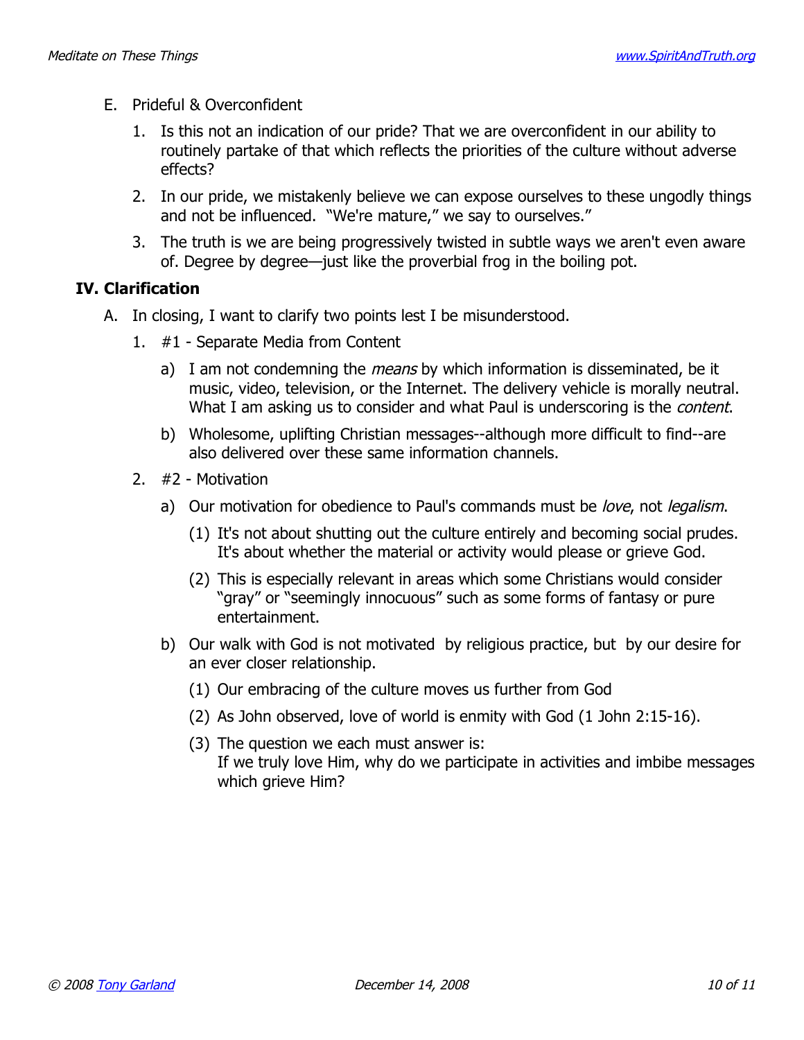E. Prideful & Overconfident

1. Is this not an indication of our pride? That we are overconfident in our ability to routinely partake of that which reflects the priorities of the culture without adverse effects?

2. In our pride, we mistakenly believe we can expose ourselves to these ungodly things and not be influenced. "We're mature," we say to ourselves."

3. The truth is we are being progressively twisted in subtle ways we aren't even aware of. Degree by degree—just like the proverbial frog in the boiling pot.

## IV. Clarification

A. In closing, I want to clarify two points lest I be misunderstood.

1. #1 - Separate Media from Content

   a) I am not condemning the *means* by which information is disseminated, be it music, video, television, or the Internet. The delivery vehicle is morally neutral. What I am asking us to consider and what Paul is underscoring is the *content*.

   b) Wholesome, uplifting Christian messages--although more difficult to find--are also delivered over these same information channels.

2. #2 - Motivation

   a) Our motivation for obedience to Paul's commands must be *love*, not *legalism*.

      (1) It's not about shutting out the culture entirely and becoming social prudes. It's about whether the material or activity would please or grieve God.

      (2) This is especially relevant in areas which some Christians would consider "gray" or "seemingly innocuous" such as some forms of fantasy or pure entertainment.

   b) Our walk with God is not motivated by religious practice, but by our desire for an ever closer relationship.

      (1) Our embracing of the culture moves us further from God

      (2) As John observed, love of world is enmity with God (1 John 2:15-16).

      (3) The question we each must answer is:
      If we truly love Him, why do we participate in activities and imbibe messages which grieve Him?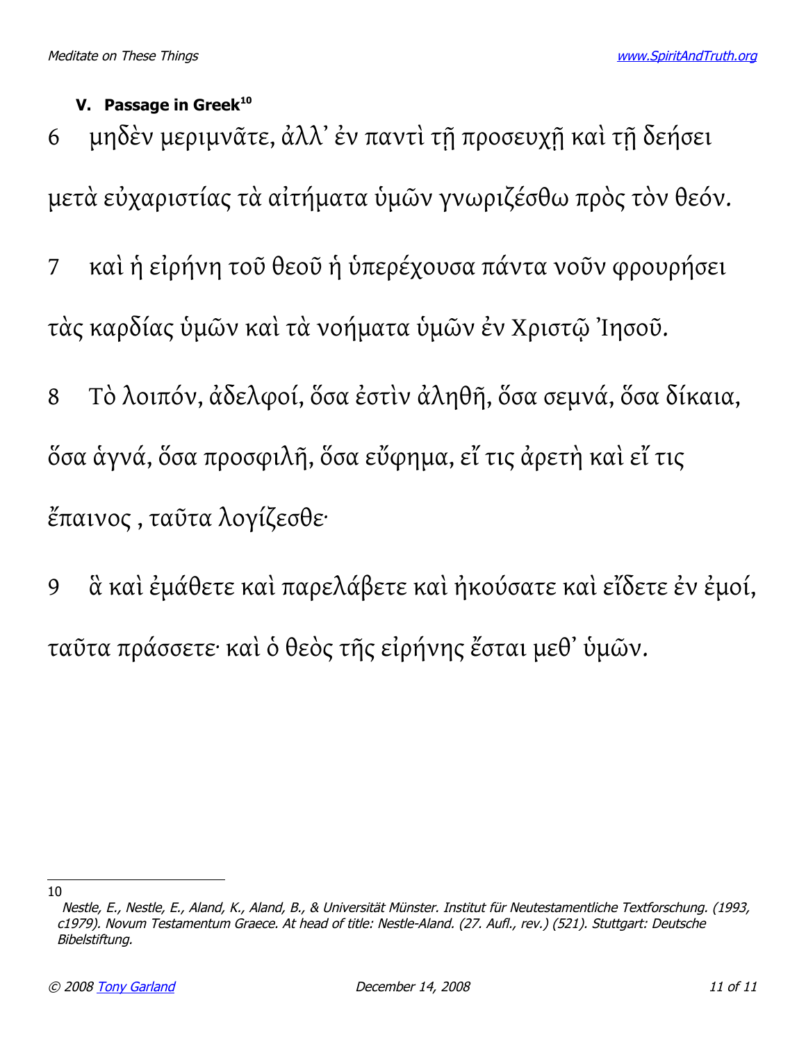### V. Passage in Greek[10]

6 μηδὲν μεριμνᾶτε, ἀλλ᾽ ἐν παντὶ τῇ προσευχῇ καὶ τῇ δεήσει μετὰ εὐχαριστίας τὰ αἰτήματα ὑμῶν γνωριζέσθω πρὸς τὸν θεόν.

7 καὶ ἡ εἰρήνη τοῦ θεοῦ ἡ ὑπερέχουσα πάντα νοῦν φρουρήσει τὰς καρδίας ὑμῶν καὶ τὰ νοήματα ὑμῶν ἐν Χριστῷ Ἰησοῦ.

8 Τὸ λοιπόν, ἀδελφοί, ὅσα ἐστὶν ἀληθῆ, ὅσα σεμνά, ὅσα δίκαια, ὅσα ἁγνά, ὅσα προσφιλῆ, ὅσα εὔφημα, εἴ τις ἀρετὴ καὶ εἴ τις ἔπαινος , ταῦτα λογίζεσθε·

9 ἃ καὶ ἐμάθετε καὶ παρελάβετε καὶ ἠκούσατε καὶ εἴδετε ἐν ἐμοί, ταῦτα πράσσετε· καὶ ὁ θεὸς τῆς εἰρήνης ἔσται μεθ᾽ ὑμῶν.

---

10 *Nestle, E., Nestle, E., Aland, K., Aland, B., & Universität Münster. Institut für Neutestamentliche Textforschung. (1993, c1979). Novum Testamentum Graece. At head of title: Nestle-Aland. (27. Aufl., rev.) (521). Stuttgart: Deutsche Bibelstiftung.*